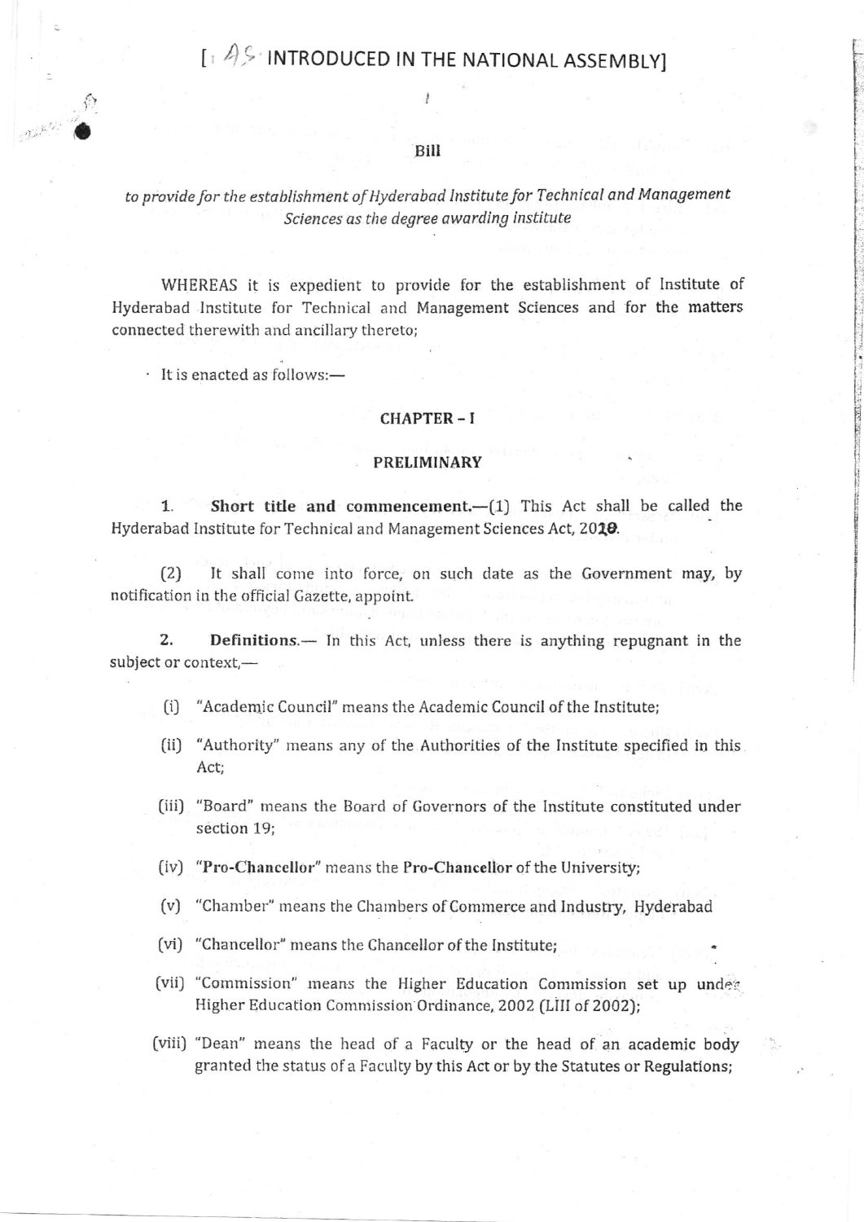[AS INTRODUCED IN THE NATIONAL ASSEMBLY]

**Bill**

*to provide for the establishment of Hyderabad Institute for Technical and Management Sciences as the degree awarding institute*

WHEREAS it is expedient to provide for the establishment of Institute of Hyderabad Institute for Technical and Management Sciences and for the matters connected therewith and ancillary thereto;

It is enacted as follows:—

## CHAPTER - I

## PRELIMINARY

1. **Short title and commencement.**—(1) This Act shall be called the Hyderabad Institute for Technical and Management Sciences Act, 2019.

(2) It shall come into force, on such date as the Government may, by notification in the official Gazette, appoint.

2. **Definitions.**— In this Act, unless there is anything repugnant in the subject or context,—

(i) "Academic Council" means the Academic Council of the Institute;

(ii) "Authority" means any of the Authorities of the Institute specified in this Act;

(iii) "Board" means the Board of Governors of the Institute constituted under section 19;

(iv) "**Pro-Chancellor**" means the **Pro-Chancellor** of the University;

(v) "Chamber" means the Chambers of Commerce and Industry, Hyderabad

(vi) "Chancellor" means the Chancellor of the Institute;

(vii) "Commission" means the Higher Education Commission set up under Higher Education Commission Ordinance, 2002 (LIII of 2002);

(viii) "Dean" means the head of a Faculty or the head of an academic body granted the status of a Faculty by this Act or by the Statutes or Regulations;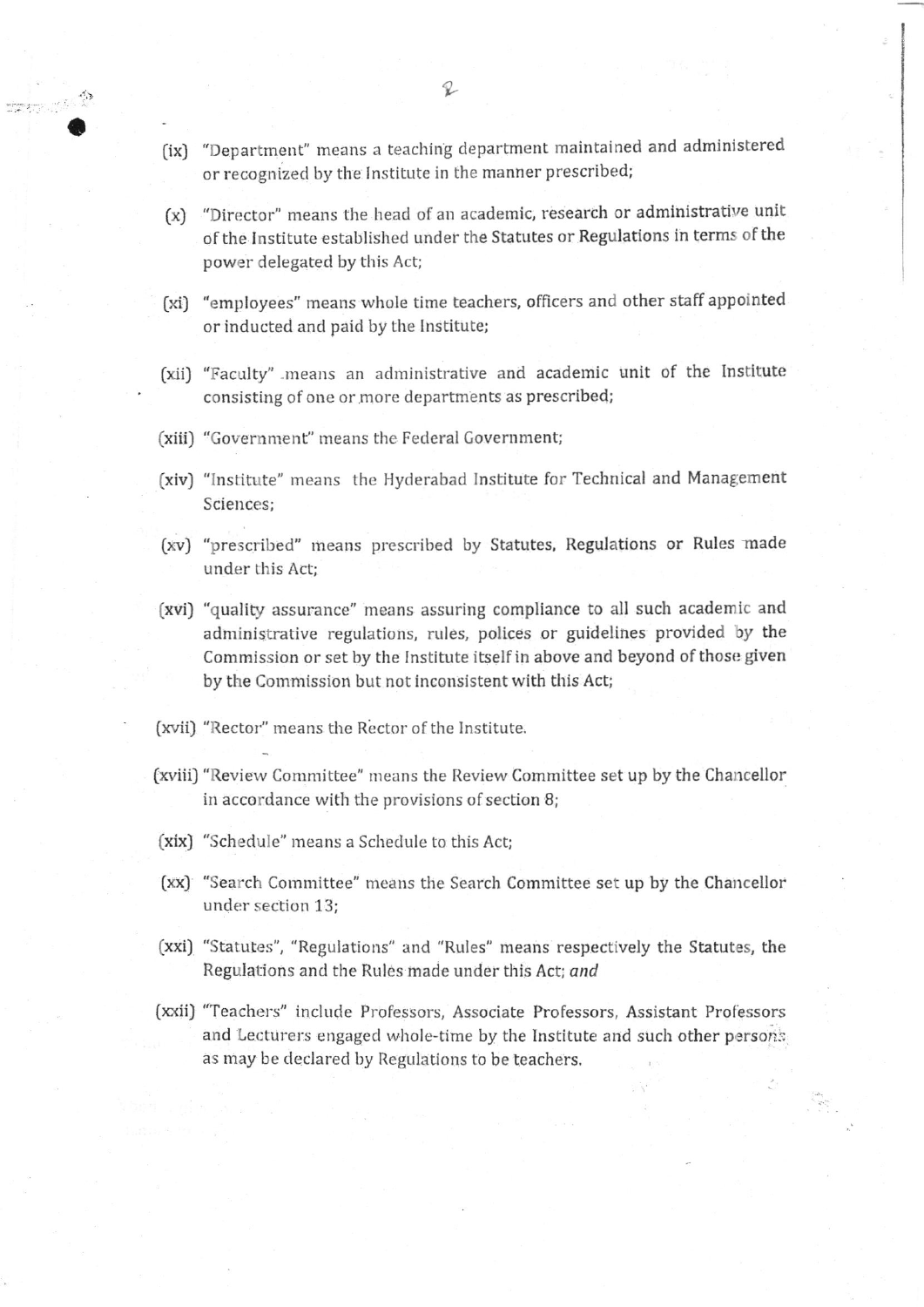(ix) "Department" means a teaching department maintained and administered or recognized by the Institute in the manner prescribed;

(x) "Director" means the head of an academic, research or administrative unit of the Institute established under the Statutes or Regulations in terms of the power delegated by this Act;

(xi) "employees" means whole time teachers, officers and other staff appointed or inducted and paid by the Institute;

(xii) "Faculty" means an administrative and academic unit of the Institute consisting of one or more departments as prescribed;

(xiii) "Government" means the Federal Government;

(xiv) "Institute" means the Hyderabad Institute for Technical and Management Sciences;

(xv) "prescribed" means prescribed by Statutes, Regulations or Rules made under this Act;

(xvi) "quality assurance" means assuring compliance to all such academic and administrative regulations, rules, polices or guidelines provided by the Commission or set by the Institute itself in above and beyond of those given by the Commission but not inconsistent with this Act;

(xvii) "Rector" means the Rector of the Institute.

(xviii) "Review Committee" means the Review Committee set up by the Chancellor in accordance with the provisions of section 8;

(xix) "Schedule" means a Schedule to this Act;

(xx) "Search Committee" means the Search Committee set up by the Chancellor under section 13;

(xxi) "Statutes", "Regulations" and "Rules" means respectively the Statutes, the Regulations and the Rules made under this Act; *and*

(xxii) "Teachers" include Professors, Associate Professors, Assistant Professors and Lecturers engaged whole-time by the Institute and such other persons as may be declared by Regulations to be teachers.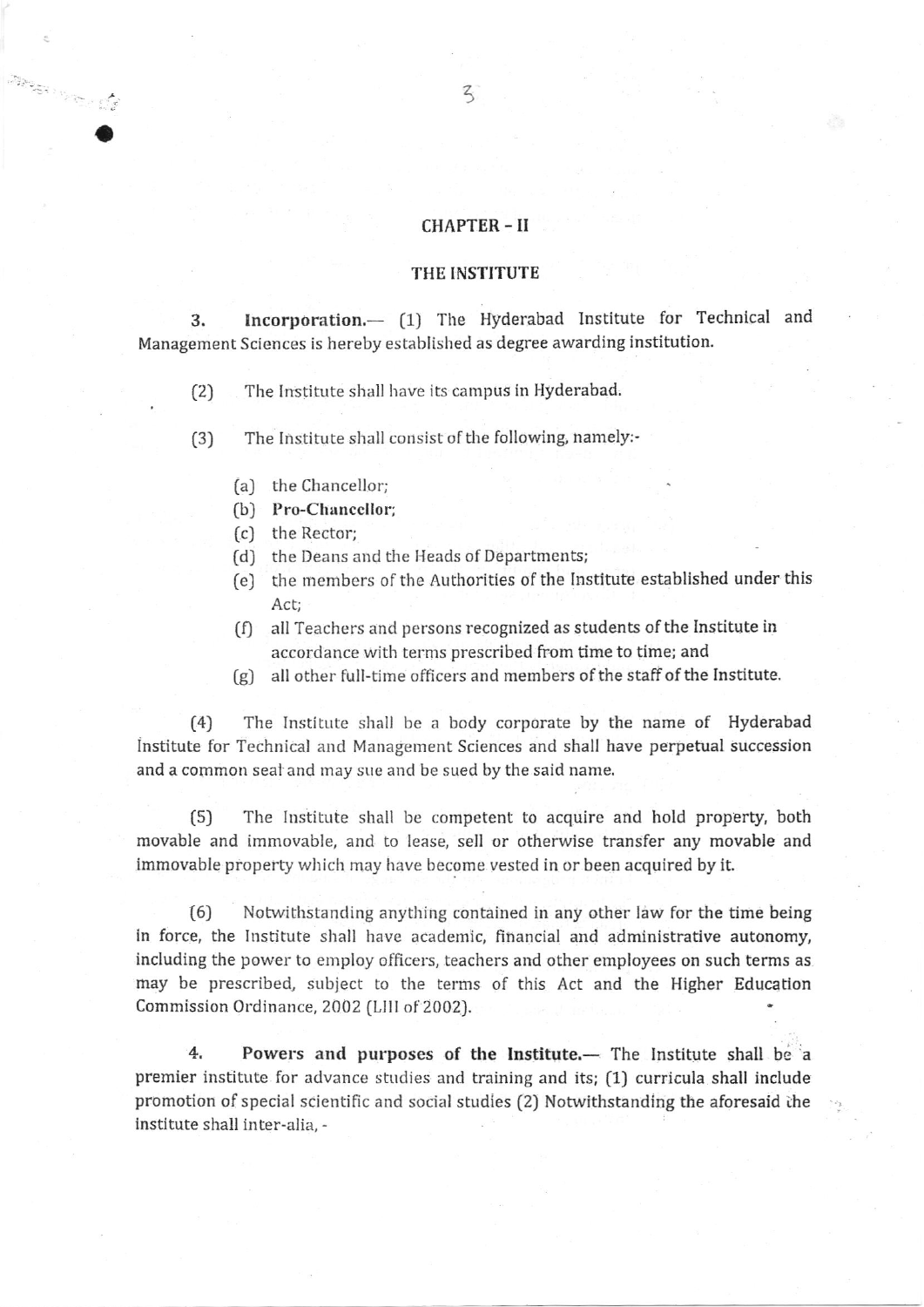## CHAPTER - II

### THE INSTITUTE

**3. Incorporation.—** (1) The Hyderabad Institute for Technical and Management Sciences is hereby established as degree awarding institution.

(2) The Institute shall have its campus in Hyderabad.

(3) The Institute shall consist of the following, namely:-

(a) the Chancellor;
(b) **Pro-Chancellor;**
(c) the Rector;
(d) the Deans and the Heads of Departments;
(e) the members of the Authorities of the Institute established under this Act;
(f) all Teachers and persons recognized as students of the Institute in accordance with terms prescribed from time to time; and
(g) all other full-time officers and members of the staff of the Institute.

(4) The Institute shall be a body corporate by the name of Hyderabad Institute for Technical and Management Sciences and shall have perpetual succession and a common seal and may sue and be sued by the said name.

(5) The Institute shall be competent to acquire and hold property, both movable and immovable, and to lease, sell or otherwise transfer any movable and immovable property which may have become vested in or been acquired by it.

(6) Notwithstanding anything contained in any other law for the time being in force, the Institute shall have academic, financial and administrative autonomy, including the power to employ officers, teachers and other employees on such terms as may be prescribed, subject to the terms of this Act and the Higher Education Commission Ordinance, 2002 (LIII of 2002).

**4. Powers and purposes of the Institute.—** The Institute shall be a premier institute for advance studies and training and its; (1) curricula shall include promotion of special scientific and social studies (2) Notwithstanding the aforesaid the institute shall inter-alia, -